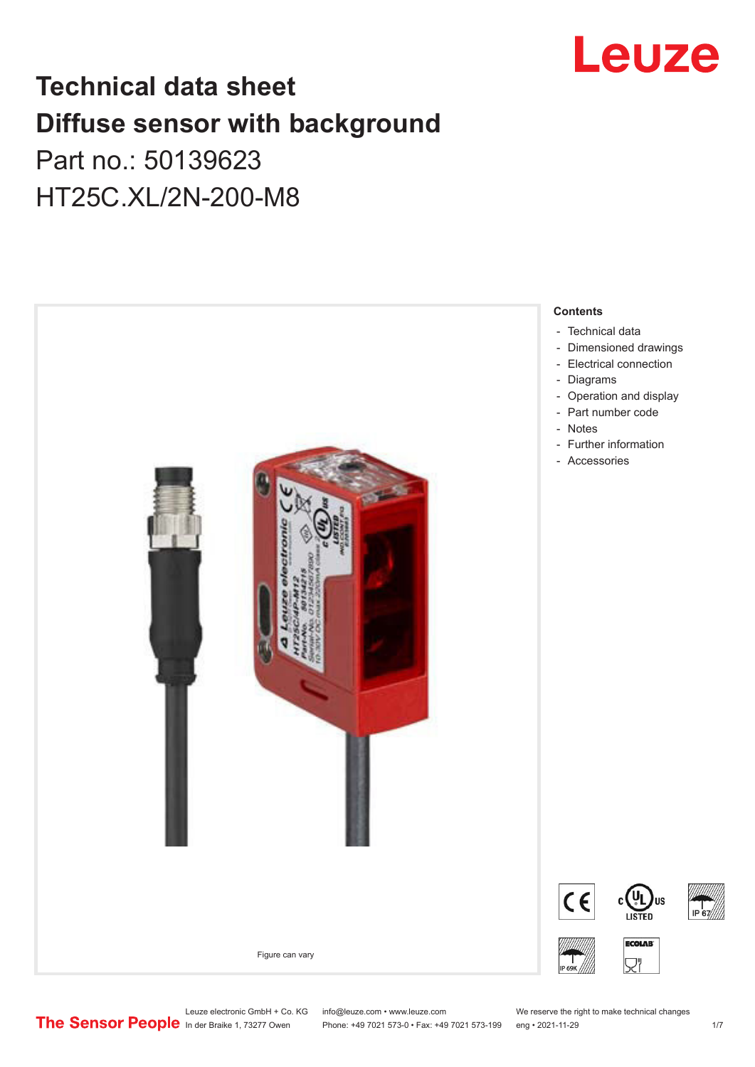# Technical data sheet
# Diffuse sensor with background

Part no.: 50139623

HT25C.XL/2N-200-M8

Figure can vary

**Contents**

- Technical data
- Dimensioned drawings
- Electrical connection
- Diagrams
- Operation and display
- Part number code
- Notes
- Further information
- Accessories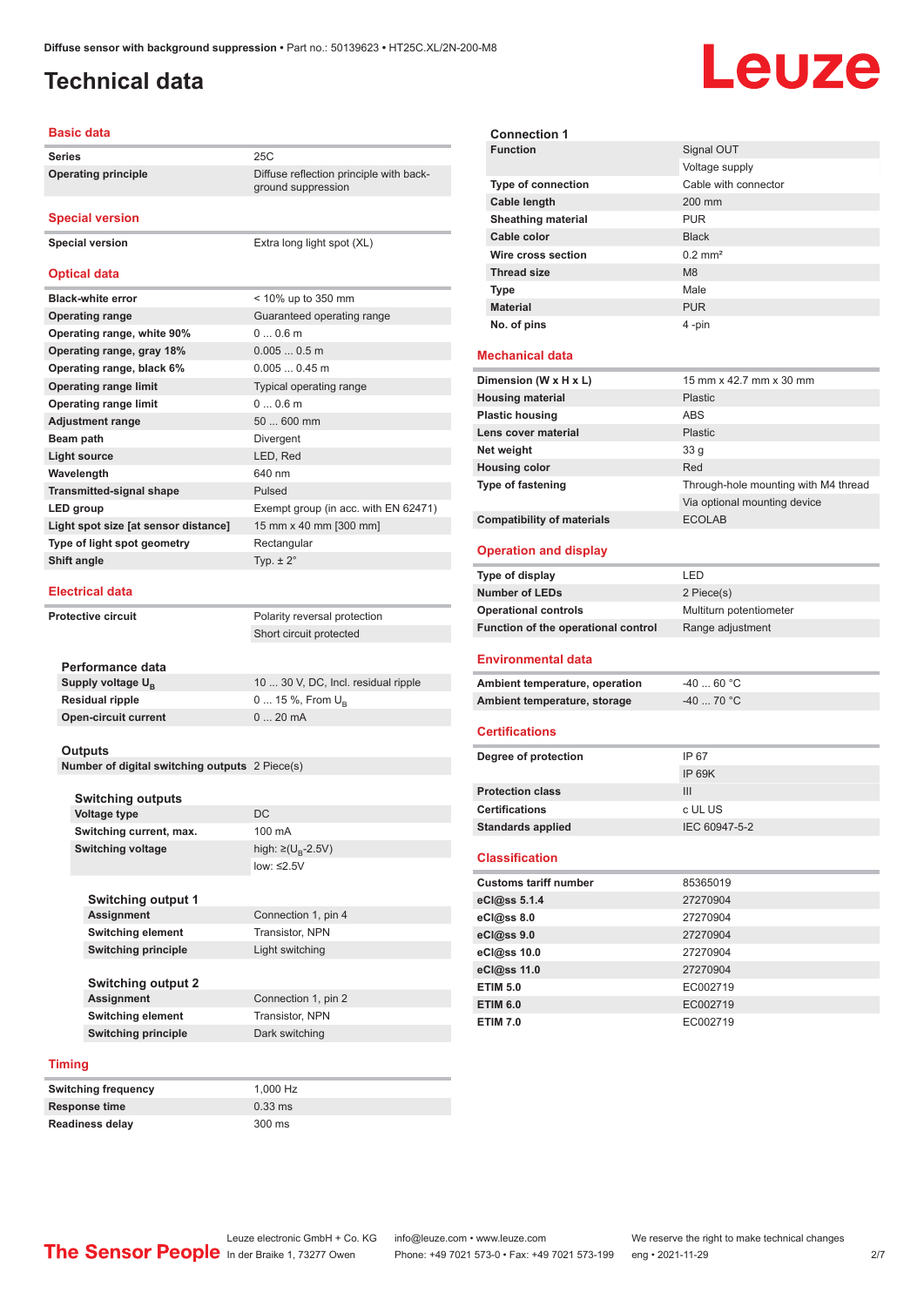# Technical data

## Basic data

| | |
|---|---|
| **Series** | 25C |
| **Operating principle** | Diffuse reflection principle with background suppression |

## Special version

| | |
|---|---|
| **Special version** | Extra long light spot (XL) |

## Optical data

| | |
|---|---|
| **Black-white error** | < 10% up to 350 mm |
| **Operating range** | Guaranteed operating range |
| **Operating range, white 90%** | 0 ... 0.6 m |
| **Operating range, gray 18%** | 0.005 ... 0.5 m |
| **Operating range, black 6%** | 0.005 ... 0.45 m |
| **Operating range limit** | Typical operating range |
| **Operating range limit** | 0 ... 0.6 m |
| **Adjustment range** | 50 ... 600 mm |
| **Beam path** | Divergent |
| **Light source** | LED, Red |
| **Wavelength** | 640 nm |
| **Transmitted-signal shape** | Pulsed |
| **LED group** | Exempt group (in acc. with EN 62471) |
| **Light spot size [at sensor distance]** | 15 mm x 40 mm [300 mm] |
| **Type of light spot geometry** | Rectangular |
| **Shift angle** | Typ. ± 2° |

## Electrical data

| | |
|---|---|
| **Protective circuit** | Polarity reversal protection |
| | Short circuit protected |

### Performance data

| | |
|---|---|
| **Supply voltage $U_B$** | 10 ... 30 V, DC, Incl. residual ripple |
| **Residual ripple** | 0 ... 15 %, From $U_B$ |
| **Open-circuit current** | 0 ... 20 mA |

### Outputs

| | |
|---|---|
| **Number of digital switching outputs** | 2 Piece(s) |

#### Switching outputs

| | |
|---|---|
| **Voltage type** | DC |
| **Switching current, max.** | 100 mA |
| **Switching voltage** | high: ≥($U_B$-2.5V) |
| | low: ≤2.5V |

#### Switching output 1

| | |
|---|---|
| **Assignment** | Connection 1, pin 4 |
| **Switching element** | Transistor, NPN |
| **Switching principle** | Light switching |

#### Switching output 2

| | |
|---|---|
| **Assignment** | Connection 1, pin 2 |
| **Switching element** | Transistor, NPN |
| **Switching principle** | Dark switching |

## Timing

| | |
|---|---|
| **Switching frequency** | 1,000 Hz |
| **Response time** | 0.33 ms |
| **Readiness delay** | 300 ms |

### Connection 1

| | |
|---|---|
| **Function** | Signal OUT |
| | Voltage supply |
| **Type of connection** | Cable with connector |
| **Cable length** | 200 mm |
| **Sheathing material** | PUR |
| **Cable color** | Black |
| **Wire cross section** | 0.2 mm² |
| **Thread size** | M8 |
| **Type** | Male |
| **Material** | PUR |
| **No. of pins** | 4 -pin |

## Mechanical data

| | |
|---|---|
| **Dimension (W x H x L)** | 15 mm x 42.7 mm x 30 mm |
| **Housing material** | Plastic |
| **Plastic housing** | ABS |
| **Lens cover material** | Plastic |
| **Net weight** | 33 g |
| **Housing color** | Red |
| **Type of fastening** | Through-hole mounting with M4 thread |
| | Via optional mounting device |
| **Compatibility of materials** | ECOLAB |

## Operation and display

| | |
|---|---|
| **Type of display** | LED |
| **Number of LEDs** | 2 Piece(s) |
| **Operational controls** | Multiturn potentiometer |
| **Function of the operational control** | Range adjustment |

## Environmental data

| | |
|---|---|
| **Ambient temperature, operation** | -40 ... 60 °C |
| **Ambient temperature, storage** | -40 ... 70 °C |

## Certifications

| | |
|---|---|
| **Degree of protection** | IP 67 |
| | IP 69K |
| **Protection class** | III |
| **Certifications** | c UL US |
| **Standards applied** | IEC 60947-5-2 |

## Classification

| | |
|---|---|
| **Customs tariff number** | 85365019 |
| **eCl@ss 5.1.4** | 27270904 |
| **eCl@ss 8.0** | 27270904 |
| **eCl@ss 9.0** | 27270904 |
| **eCl@ss 10.0** | 27270904 |
| **eCl@ss 11.0** | 27270904 |
| **ETIM 5.0** | EC002719 |
| **ETIM 6.0** | EC002719 |
| **ETIM 7.0** | EC002719 |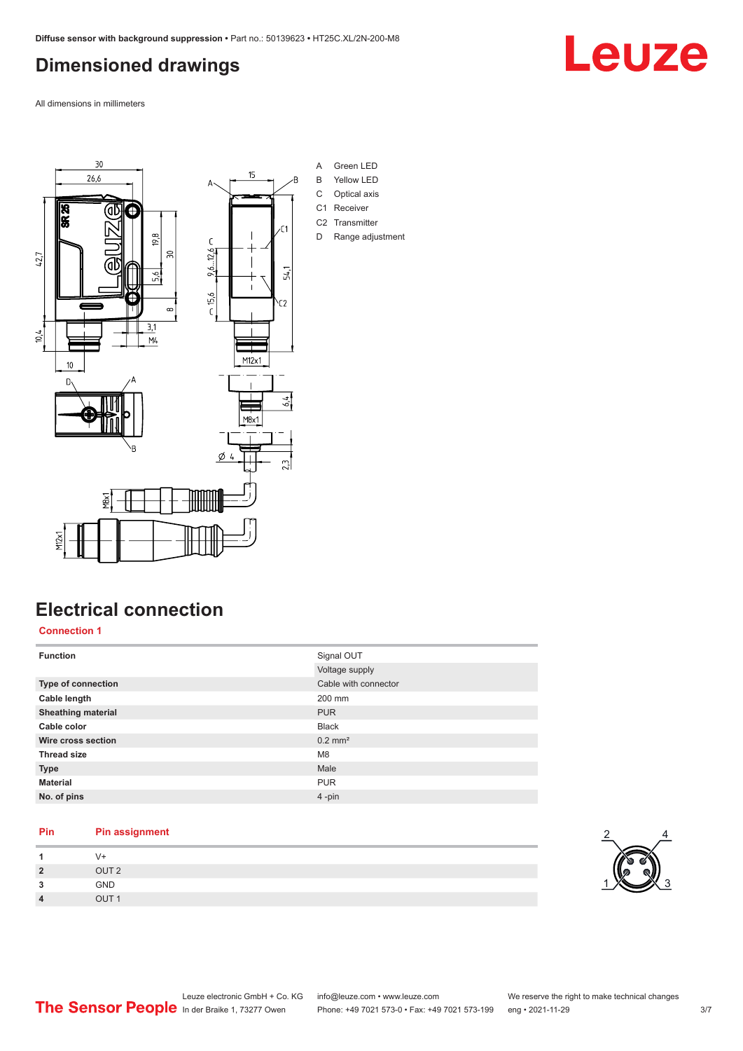## Dimensioned drawings

All dimensions in millimeters

A Green LED
B Yellow LED
C Optical axis
C1 Receiver
C2 Transmitter
D Range adjustment

## Electrical connection

### Connection 1

| Function | Signal OUT |
|---|---|
| | Voltage supply |
| **Type of connection** | Cable with connector |
| **Cable length** | 200 mm |
| **Sheathing material** | PUR |
| **Cable color** | Black |
| **Wire cross section** | 0.2 mm² |
| **Thread size** | M8 |
| **Type** | Male |
| **Material** | PUR |
| **No. of pins** | 4 -pin |

| Pin | Pin assignment |
|---|---|
| 1 | V+ |
| 2 | OUT 2 |
| 3 | GND |
| 4 | OUT 1 |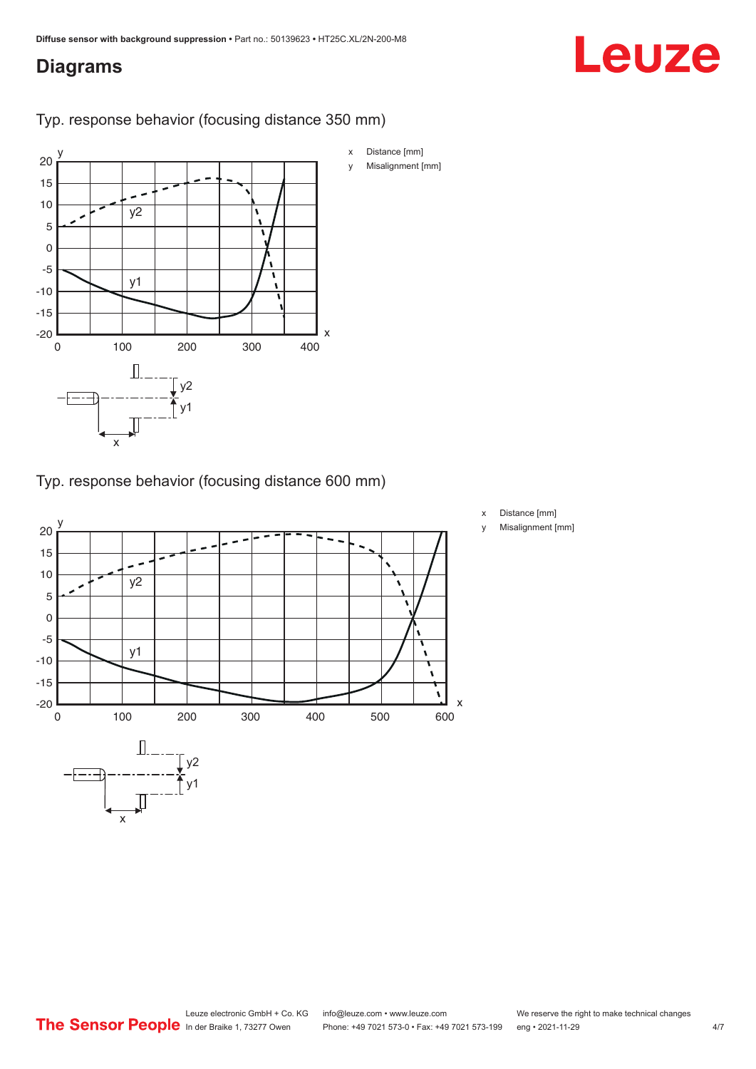## Diagrams

Typ. response behavior (focusing distance 350 mm)

x Distance [mm]

y Misalignment [mm]

Typ. response behavior (focusing distance 600 mm)

x Distance [mm]

y Misalignment [mm]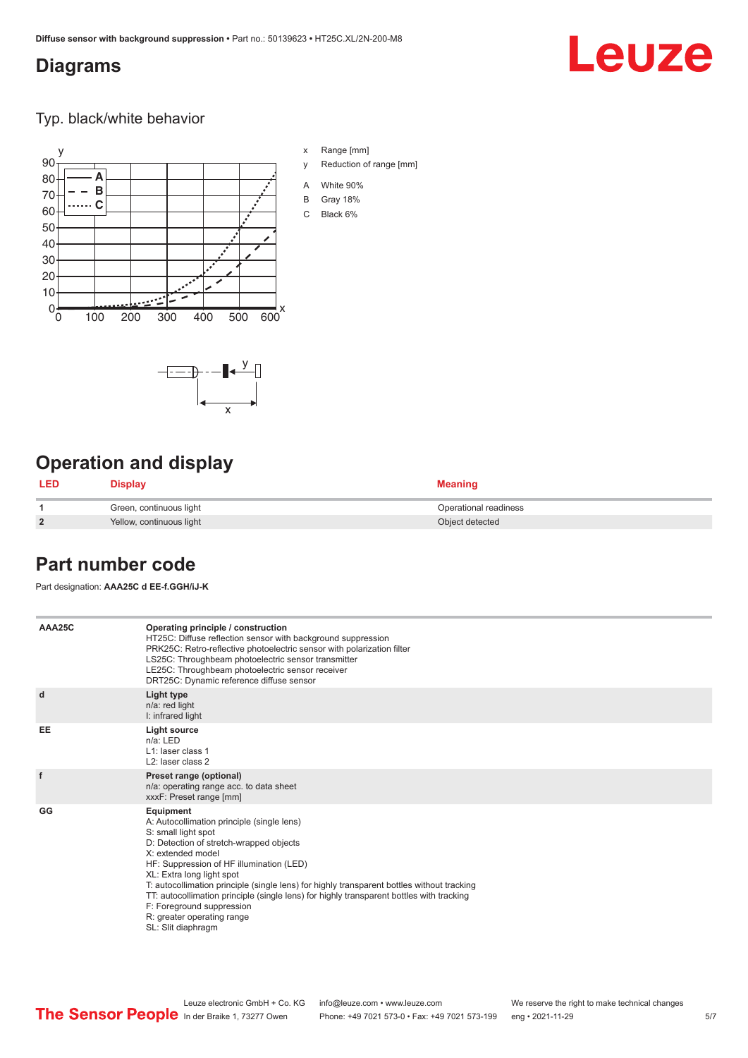## Diagrams

### Typ. black/white behavior

x Range [mm]

y Reduction of range [mm]

A White 90%

B Gray 18%

C Black 6%

## Operation and display

| LED | Display | Meaning |
|---|---|---|
| 1 | Green, continuous light | Operational readiness |
| 2 | Yellow, continuous light | Object detected |

## Part number code

Part designation: **AAA25C d EE-f.GGH/iJ-K**

| | |
|---|---|
| AAA25C | **Operating principle / construction**<br>HT25C: Diffuse reflection sensor with background suppression<br>PRK25C: Retro-reflective photoelectric sensor with polarization filter<br>LS25C: Throughbeam photoelectric sensor transmitter<br>LE25C: Throughbeam photoelectric sensor receiver<br>DRT25C: Dynamic reference diffuse sensor |
| d | **Light type**<br>n/a: red light<br>I: infrared light |
| EE | **Light source**<br>n/a: LED<br>L1: laser class 1<br>L2: laser class 2 |
| f | **Preset range (optional)**<br>n/a: operating range acc. to data sheet<br>xxxF: Preset range [mm] |
| GG | **Equipment**<br>A: Autocollimation principle (single lens)<br>S: small light spot<br>D: Detection of stretch-wrapped objects<br>X: extended model<br>HF: Suppression of HF illumination (LED)<br>XL: Extra long light spot<br>T: autocollimation principle (single lens) for highly transparent bottles without tracking<br>TT: autocollimation principle (single lens) for highly transparent bottles with tracking<br>F: Foreground suppression<br>R: greater operating range<br>SL: Slit diaphragm |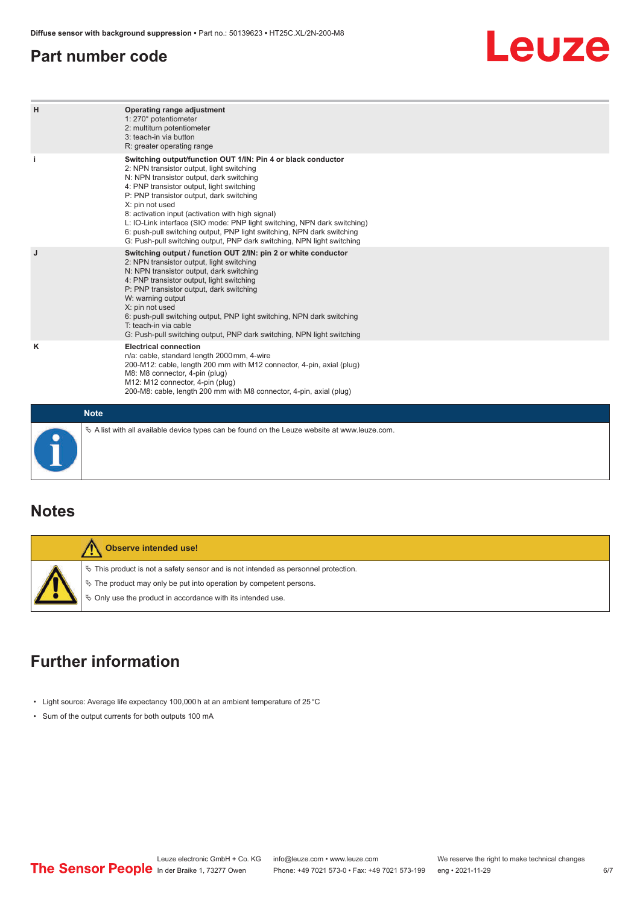## Part number code

| | |
|---|---|
| H | **Operating range adjustment**<br>1: 270° potentiometer<br>2: multiturn potentiometer<br>3: teach-in via button<br>R: greater operating range |
| i | **Switching output/function OUT 1/IN: Pin 4 or black conductor**<br>2: NPN transistor output, light switching<br>N: NPN transistor output, dark switching<br>4: PNP transistor output, light switching<br>P: PNP transistor output, dark switching<br>X: pin not used<br>8: activation input (activation with high signal)<br>L: IO-Link interface (SIO mode: PNP light switching, NPN dark switching)<br>6: push-pull switching output, PNP light switching, NPN dark switching<br>G: Push-pull switching output, PNP dark switching, NPN light switching |
| J | **Switching output / function OUT 2/IN: pin 2 or white conductor**<br>2: NPN transistor output, light switching<br>N: NPN transistor output, dark switching<br>4: PNP transistor output, light switching<br>P: PNP transistor output, dark switching<br>W: warning output<br>X: pin not used<br>6: push-pull switching output, PNP light switching, NPN dark switching<br>T: teach-in via cable<br>G: Push-pull switching output, PNP dark switching, NPN light switching |
| K | **Electrical connection**<br>n/a: cable, standard length 2000 mm, 4-wire<br>200-M12: cable, length 200 mm with M12 connector, 4-pin, axial (plug)<br>M8: M8 connector, 4-pin (plug)<br>M12: M12 connector, 4-pin (plug)<br>200-M8: cable, length 200 mm with M8 connector, 4-pin, axial (plug) |

**Note**

↳ A list with all available device types can be found on the Leuze website at www.leuze.com.

## Notes

**Observe intended use!**

↳ This product is not a safety sensor and is not intended as personnel protection.

↳ The product may only be put into operation by competent persons.

↳ Only use the product in accordance with its intended use.

## Further information

- Light source: Average life expectancy 100,000 h at an ambient temperature of 25 °C
- Sum of the output currents for both outputs 100 mA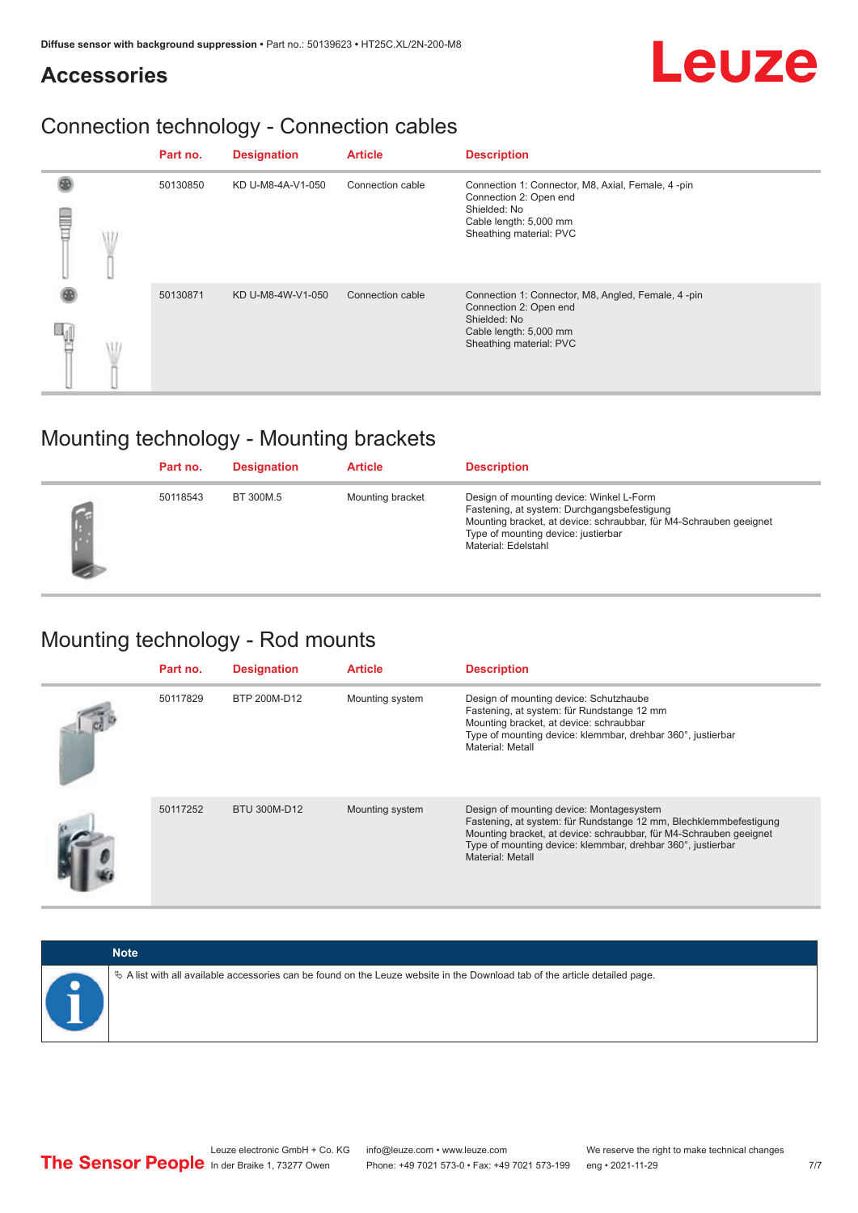# Accessories

## Connection technology - Connection cables

| | Part no. | Designation | Article | Description |
|---|---|---|---|---|
| | 50130850 | KD U-M8-4A-V1-050 | Connection cable | Connection 1: Connector, M8, Axial, Female, 4 -pin<br>Connection 2: Open end<br>Shielded: No<br>Cable length: 5,000 mm<br>Sheathing material: PVC |
| | 50130871 | KD U-M8-4W-V1-050 | Connection cable | Connection 1: Connector, M8, Angled, Female, 4 -pin<br>Connection 2: Open end<br>Shielded: No<br>Cable length: 5,000 mm<br>Sheathing material: PVC |

## Mounting technology - Mounting brackets

| | Part no. | Designation | Article | Description |
|---|---|---|---|---|
| | 50118543 | BT 300M.5 | Mounting bracket | Design of mounting device: Winkel L-Form<br>Fastening, at system: Durchgangsbefestigung<br>Mounting bracket, at device: schraubbar, für M4-Schrauben geeignet<br>Type of mounting device: justierbar<br>Material: Edelstahl |

## Mounting technology - Rod mounts

| | Part no. | Designation | Article | Description |
|---|---|---|---|---|
| | 50117829 | BTP 200M-D12 | Mounting system | Design of mounting device: Schutzhaube<br>Fastening, at system: für Rundstange 12 mm<br>Mounting bracket, at device: schraubbar<br>Type of mounting device: klemmbar, drehbar 360°, justierbar<br>Material: Metall |
| | 50117252 | BTU 300M-D12 | Mounting system | Design of mounting device: Montagesystem<br>Fastening, at system: für Rundstange 12 mm, Blechklemmbefestigung<br>Mounting bracket, at device: schraubbar, für M4-Schrauben geeignet<br>Type of mounting device: klemmbar, drehbar 360°, justierbar<br>Material: Metall |

**Note**

✎ A list with all available accessories can be found on the Leuze website in the Download tab of the article detailed page.